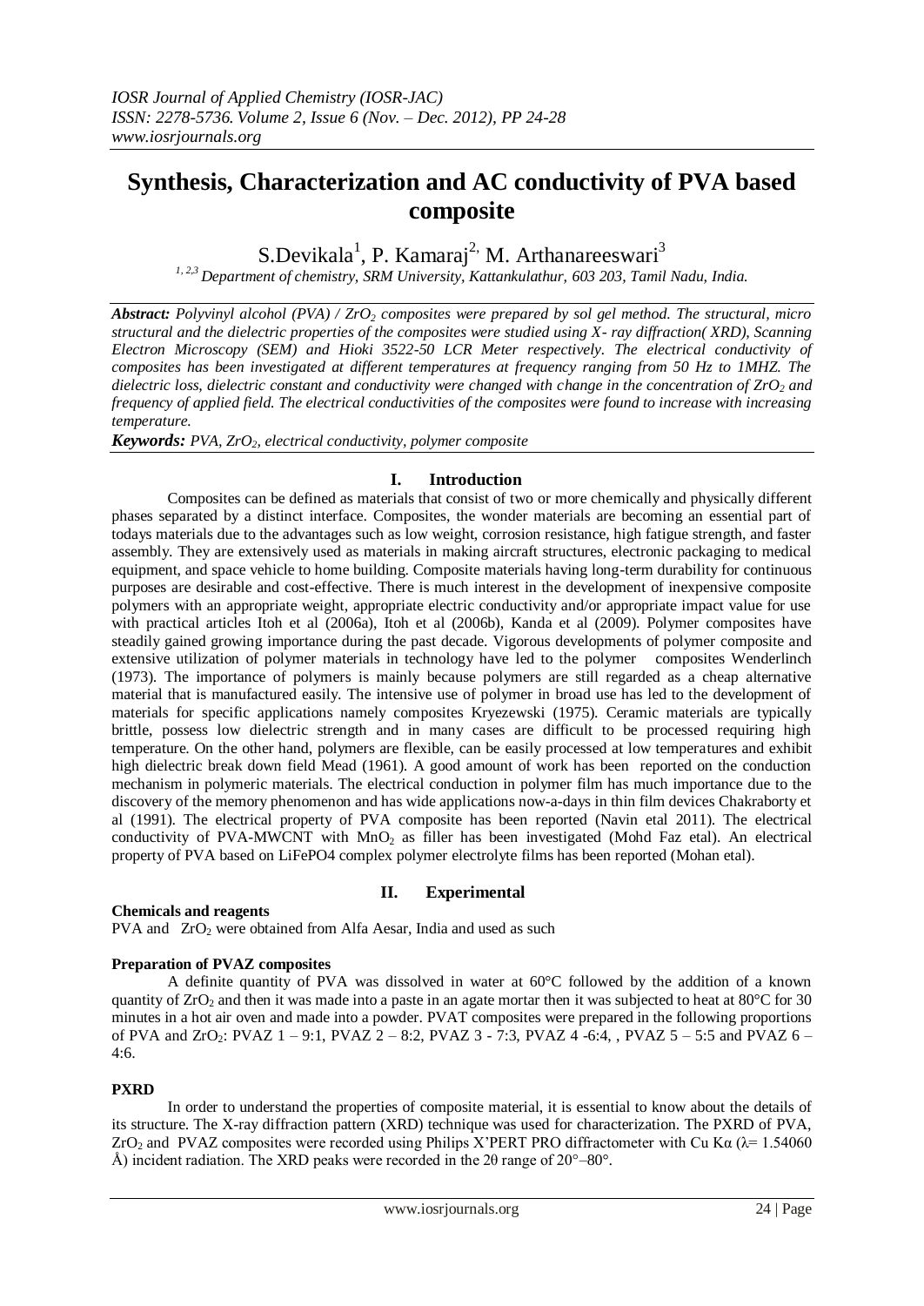# Synthesis, Characterization and AC conductivity of PVA based composite

S.Devikala[1], P. Kamaraj[2,] M. Arthanareeswari[3]

*[1, 2,3] Department of chemistry, SRM University, Kattankulathur, 603 203, Tamil Nadu, India.*

***Abstract:*** *Polyvinyl alcohol (PVA) / $ZrO_2$ composites were prepared by sol gel method. The structural, micro structural and the dielectric properties of the composites were studied using X- ray diffraction( XRD), Scanning Electron Microscopy (SEM) and Hioki 3522-50 LCR Meter respectively. The electrical conductivity of composites has been investigated at different temperatures at frequency ranging from 50 Hz to 1MHZ. The dielectric loss, dielectric constant and conductivity were changed with change in the concentration of $ZrO_2$ and frequency of applied field. The electrical conductivities of the composites were found to increase with increasing temperature.*

***Keywords:*** *PVA, $ZrO_2$, electrical conductivity, polymer composite*

## I. Introduction

Composites can be defined as materials that consist of two or more chemically and physically different phases separated by a distinct interface. Composites, the wonder materials are becoming an essential part of todays materials due to the advantages such as low weight, corrosion resistance, high fatigue strength, and faster assembly. They are extensively used as materials in making aircraft structures, electronic packaging to medical equipment, and space vehicle to home building. Composite materials having long-term durability for continuous purposes are desirable and cost-effective. There is much interest in the development of inexpensive composite polymers with an appropriate weight, appropriate electric conductivity and/or appropriate impact value for use with practical articles Itoh et al (2006a), Itoh et al (2006b), Kanda et al (2009). Polymer composites have steadily gained growing importance during the past decade. Vigorous developments of polymer composite and extensive utilization of polymer materials in technology have led to the polymer composites Wenderlinch (1973). The importance of polymers is mainly because polymers are still regarded as a cheap alternative material that is manufactured easily. The intensive use of polymer in broad use has led to the development of materials for specific applications namely composites Kryezewski (1975). Ceramic materials are typically brittle, possess low dielectric strength and in many cases are difficult to be processed requiring high temperature. On the other hand, polymers are flexible, can be easily processed at low temperatures and exhibit high dielectric break down field Mead (1961). A good amount of work has been reported on the conduction mechanism in polymeric materials. The electrical conduction in polymer film has much importance due to the discovery of the memory phenomenon and has wide applications now-a-days in thin film devices Chakraborty et al (1991). The electrical property of PVA composite has been reported (Navin etal 2011). The electrical conductivity of PVA-MWCNT with $MnO_2$ as filler has been investigated (Mohd Faz etal). An electrical property of PVA based on LiFePO4 complex polymer electrolyte films has been reported (Mohan etal).

## II. Experimental

**Chemicals and reagents**

PVA and $ZrO_2$ were obtained from Alfa Aesar, India and used as such

**Preparation of PVAZ composites**

A definite quantity of PVA was dissolved in water at 60°C followed by the addition of a known quantity of $ZrO_2$ and then it was made into a paste in an agate mortar then it was subjected to heat at 80°C for 30 minutes in a hot air oven and made into a powder. PVAT composites were prepared in the following proportions of PVA and $ZrO_2$: PVAZ 1 – 9:1, PVAZ 2 – 8:2, PVAZ 3 - 7:3, PVAZ 4 -6:4, , PVAZ 5 – 5:5 and PVAZ 6 – 4:6.

**PXRD**

In order to understand the properties of composite material, it is essential to know about the details of its structure. The X-ray diffraction pattern (XRD) technique was used for characterization. The PXRD of PVA, $ZrO_2$ and PVAZ composites were recorded using Philips X'PERT PRO diffractometer with Cu Kα (λ= 1.54060 Å) incident radiation. The XRD peaks were recorded in the 2θ range of 20°–80°.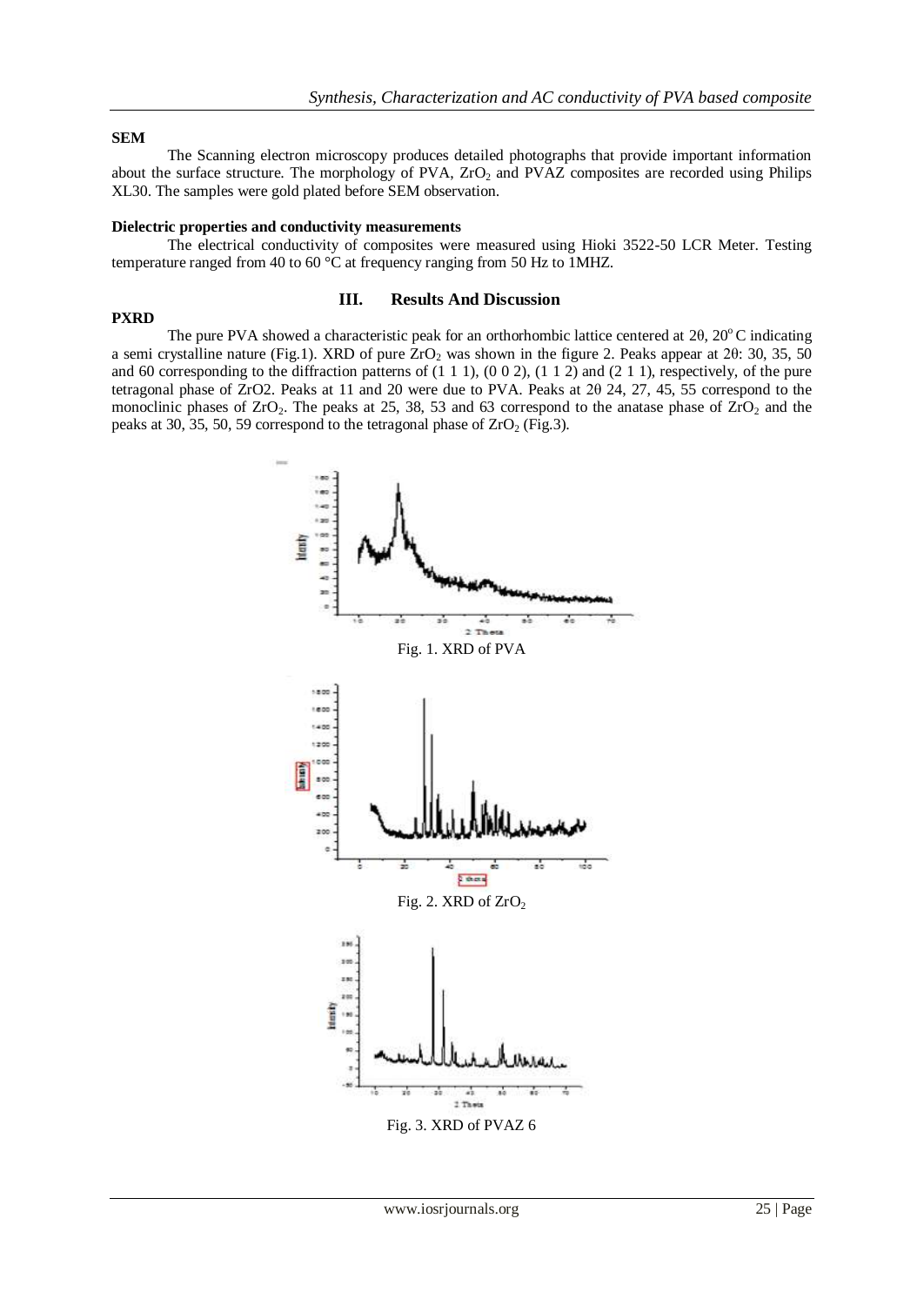**SEM**

The Scanning electron microscopy produces detailed photographs that provide important information about the surface structure. The morphology of PVA, $ZrO_2$ and PVAZ composites are recorded using Philips XL30. The samples were gold plated before SEM observation.

**Dielectric properties and conductivity measurements**

The electrical conductivity of composites were measured using Hioki 3522-50 LCR Meter. Testing temperature ranged from 40 to 60 °C at frequency ranging from 50 Hz to 1MHZ.

## III. Results And Discussion

**PXRD**

The pure PVA showed a characteristic peak for an orthorhombic lattice centered at 2θ, 20° C indicating a semi crystalline nature (Fig.1). XRD of pure $ZrO_2$ was shown in the figure 2. Peaks appear at 2θ: 30, 35, 50 and 60 corresponding to the diffraction patterns of (1 1 1), (0 0 2), (1 1 2) and (2 1 1), respectively, of the pure tetragonal phase of ZrO2. Peaks at 11 and 20 were due to PVA. Peaks at 2θ 24, 27, 45, 55 correspond to the monoclinic phases of $ZrO_2$. The peaks at 25, 38, 53 and 63 correspond to the anatase phase of $ZrO_2$ and the peaks at 30, 35, 50, 59 correspond to the tetragonal phase of $ZrO_2$ (Fig.3).

Fig. 1. XRD of PVA

Fig. 2. XRD of $ZrO_2$

Fig. 3. XRD of PVAZ 6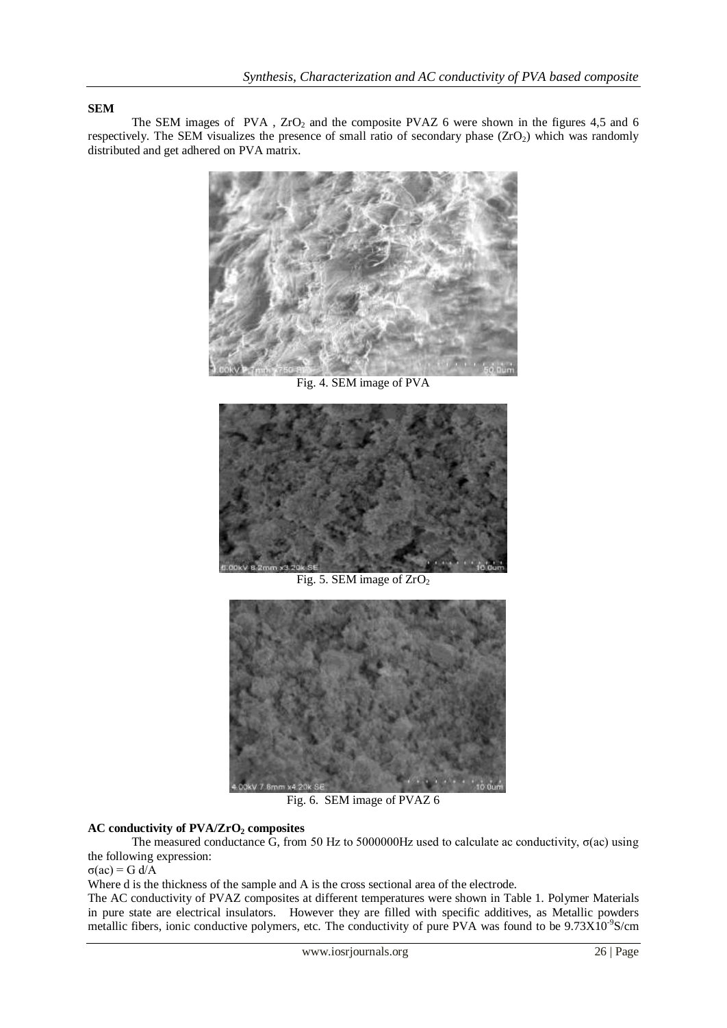**SEM**

The SEM images of PVA , $ZrO_2$ and the composite PVAZ 6 were shown in the figures 4,5 and 6 respectively. The SEM visualizes the presence of small ratio of secondary phase ($ZrO_2$) which was randomly distributed and get adhered on PVA matrix.

Fig. 4. SEM image of PVA

Fig. 5. SEM image of $ZrO_2$

Fig. 6. SEM image of PVAZ 6

**AC conductivity of PVA/$ZrO_2$ composites**

The measured conductance G, from 50 Hz to 5000000Hz used to calculate ac conductivity, $\sigma(ac)$ using the following expression:

$\sigma(ac) = G\, d/A$

Where d is the thickness of the sample and A is the cross sectional area of the electrode.

The AC conductivity of PVAZ composites at different temperatures were shown in Table 1. Polymer Materials in pure state are electrical insulators. However they are filled with specific additives, as Metallic powders metallic fibers, ionic conductive polymers, etc. The conductivity of pure PVA was found to be $9.73 \times 10^{-9}$ S/cm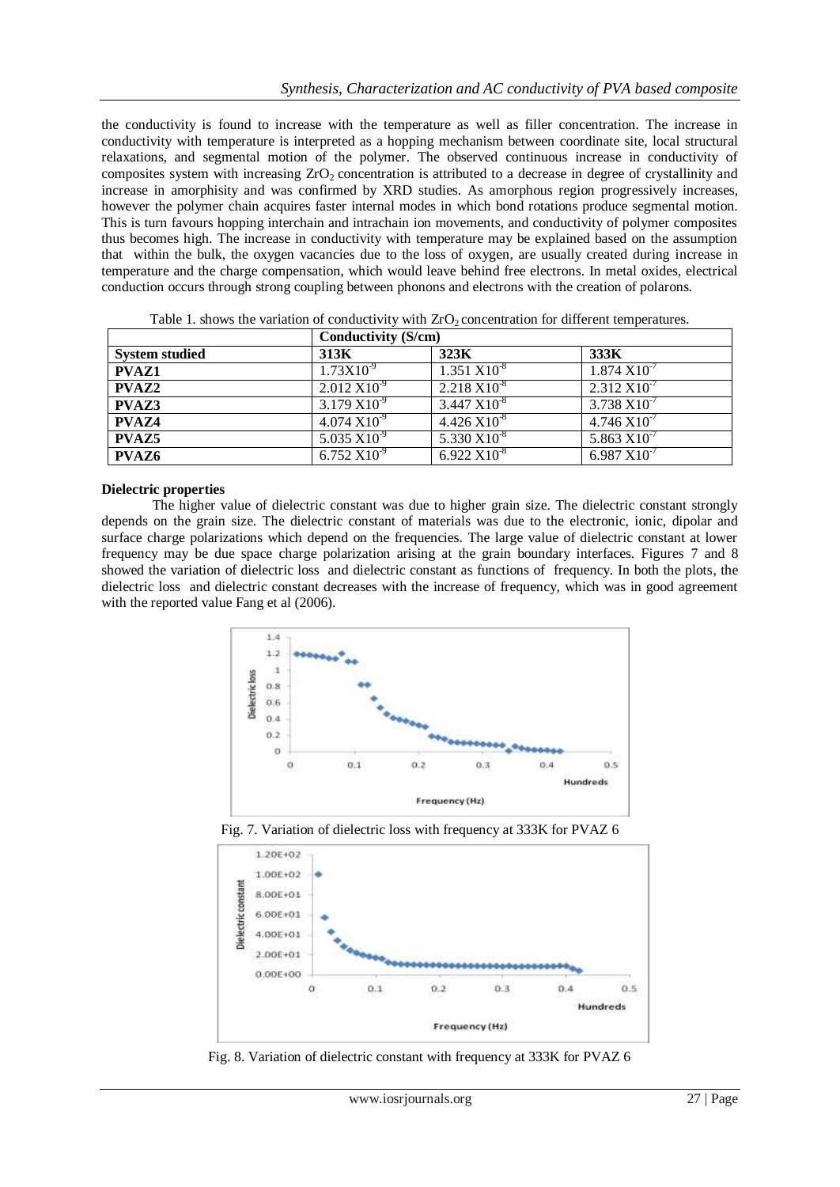the conductivity is found to increase with the temperature as well as filler concentration. The increase in conductivity with temperature is interpreted as a hopping mechanism between coordinate site, local structural relaxations, and segmental motion of the polymer. The observed continuous increase in conductivity of composites system with increasing $ZrO_2$ concentration is attributed to a decrease in degree of crystallinity and increase in amorphisity and was confirmed by XRD studies. As amorphous region progressively increases, however the polymer chain acquires faster internal modes in which bond rotations produce segmental motion. This is turn favours hopping interchain and intrachain ion movements, and conductivity of polymer composites thus becomes high. The increase in conductivity with temperature may be explained based on the assumption that within the bulk, the oxygen vacancies due to the loss of oxygen, are usually created during increase in temperature and the charge compensation, which would leave behind free electrons. In metal oxides, electrical conduction occurs through strong coupling between phonons and electrons with the creation of polarons.

Table 1. shows the variation of conductivity with $ZrO_2$ concentration for different temperatures.

| | Conductivity (S/cm) | | |
|---|---|---|---|
| **System studied** | **313K** | **323K** | **333K** |
| **PVAZ1** | $1.73X10^{-9}$ | $1.351\ X10^{-8}$ | $1.874\ X10^{-7}$ |
| **PVAZ2** | $2.012\ X10^{-9}$ | $2.218\ X10^{-8}$ | $2.312\ X10^{-7}$ |
| **PVAZ3** | $3.179\ X10^{-9}$ | $3.447\ X10^{-8}$ | $3.738\ X10^{-7}$ |
| **PVAZ4** | $4.074\ X10^{-9}$ | $4.426\ X10^{-8}$ | $4.746\ X10^{-7}$ |
| **PVAZ5** | $5.035\ X10^{-9}$ | $5.330\ X10^{-8}$ | $5.863\ X10^{-7}$ |
| **PVAZ6** | $6.752\ X10^{-9}$ | $6.922\ X10^{-8}$ | $6.987\ X10^{-7}$ |

**Dielectric properties**

The higher value of dielectric constant was due to higher grain size. The dielectric constant strongly depends on the grain size. The dielectric constant of materials was due to the electronic, ionic, dipolar and surface charge polarizations which depend on the frequencies. The large value of dielectric constant at lower frequency may be due space charge polarization arising at the grain boundary interfaces. Figures 7 and 8 showed the variation of dielectric loss and dielectric constant as functions of frequency. In both the plots, the dielectric loss and dielectric constant decreases with the increase of frequency, which was in good agreement with the reported value Fang et al (2006).

Fig. 7. Variation of dielectric loss with frequency at 333K for PVAZ 6

Fig. 8. Variation of dielectric constant with frequency at 333K for PVAZ 6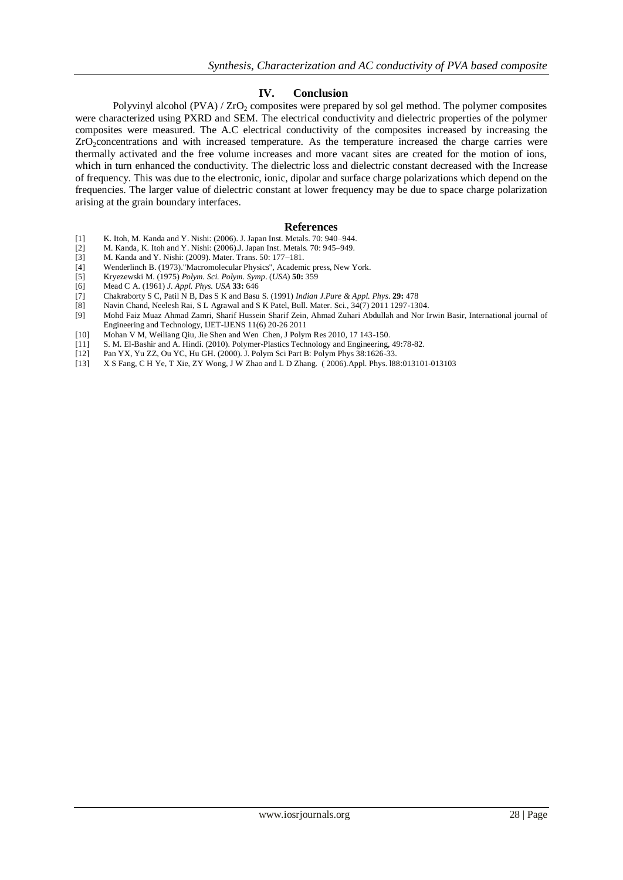## IV. Conclusion

Polyvinyl alcohol (PVA) / $ZrO_2$ composites were prepared by sol gel method. The polymer composites were characterized using PXRD and SEM. The electrical conductivity and dielectric properties of the polymer composites were measured. The A.C electrical conductivity of the composites increased by increasing the $ZrO_2$concentrations and with increased temperature. As the temperature increased the charge carries were thermally activated and the free volume increases and more vacant sites are created for the motion of ions, which in turn enhanced the conductivity. The dielectric loss and dielectric constant decreased with the Increase of frequency. This was due to the electronic, ionic, dipolar and surface charge polarizations which depend on the frequencies. The larger value of dielectric constant at lower frequency may be due to space charge polarization arising at the grain boundary interfaces.

## References

[1] K. Itoh, M. Kanda and Y. Nishi: (2006). J. Japan Inst. Metals. 70: 940–944.

[2] M. Kanda, K. Itoh and Y. Nishi: (2006).J. Japan Inst. Metals. 70: 945–949.

[3] M. Kanda and Y. Nishi: (2009). Mater. Trans. 50: 177–181.

[4] Wenderlinch B. (1973)."Macromolecular Physics", Academic press, New York.

[5] Kryezewski M. (1975) *Polym. Sci. Polym. Symp*. (*USA*) **50:** 359

[6] Mead C A. (1961) *J. Appl. Phys. USA* **33:** 646

[7] Chakraborty S C, Patil N B, Das S K and Basu S. (1991) *Indian J.Pure & Appl. Phys*. **29:** 478

[8] Navin Chand, Neelesh Rai, S L Agrawal and S K Patel, Bull. Mater. Sci., 34(7) 2011 1297-1304.

[9] Mohd Faiz Muaz Ahmad Zamri, Sharif Hussein Sharif Zein, Ahmad Zuhari Abdullah and Nor Irwin Basir, International journal of Engineering and Technology, IJET-IJENS 11(6) 20-26 2011

[10] Mohan V M, Weiliang Qiu, Jie Shen and Wen Chen, J Polym Res 2010, 17 143-150.

[11] S. M. El-Bashir and A. Hindi. (2010). Polymer-Plastics Technology and Engineering, 49:78-82.

[12] Pan YX, Yu ZZ, Ou YC, Hu GH. (2000). J. Polym Sci Part B: Polym Phys 38:1626-33.

[13] X S Fang, C H Ye, T Xie, ZY Wong, J W Zhao and L D Zhang. ( 2006).Appl. Phys. l88:013101-013103